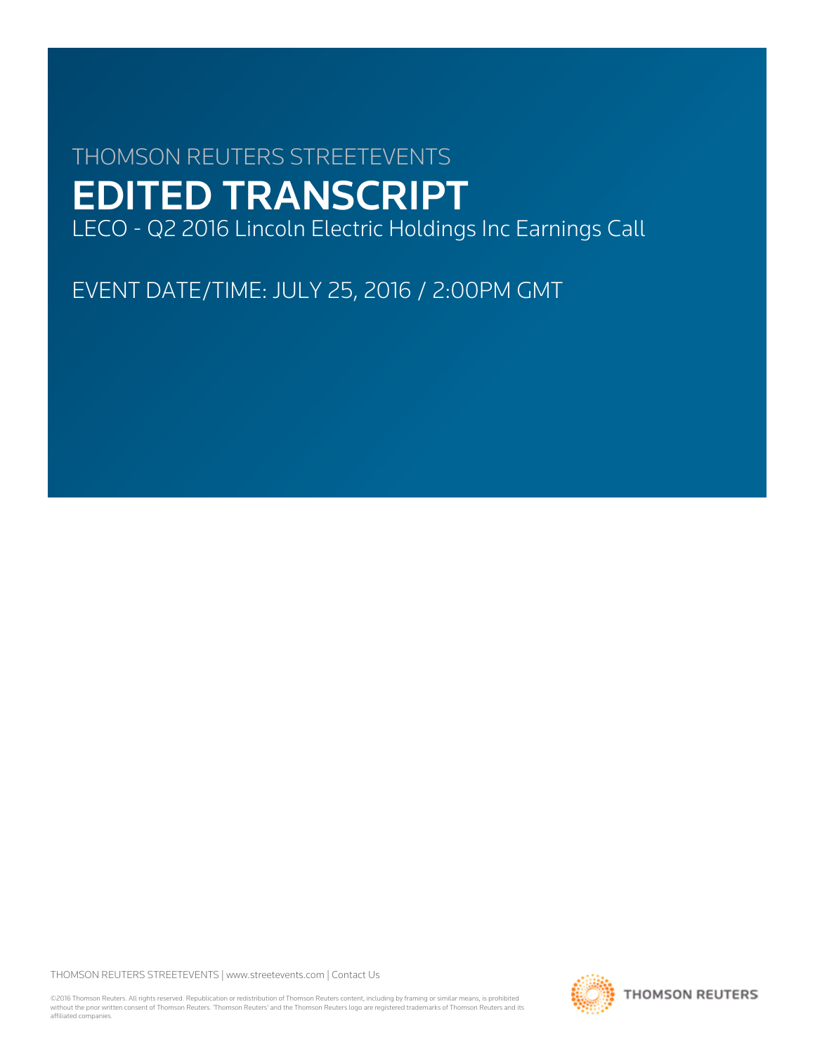THOMSON REUTERS STREETEVENTS

# EDITED TRANSCRIPT

LECO - Q2 2016 Lincoln Electric Holdings Inc Earnings Call

EVENT DATE/TIME: JULY 25, 2016 / 2:00PM GMT

THOMSON REUTERS STREETEVENTS | www.streetevents.com | Contact Us

©2016 Thomson Reuters. All rights reserved. Republication or redistribution of Thomson Reuters content, including by framing or similar means, is prohibited without the prior written consent of Thomson Reuters. 'Thomson Reuters' and the Thomson Reuters logo are registered trademarks of Thomson Reuters and its affiliated companies.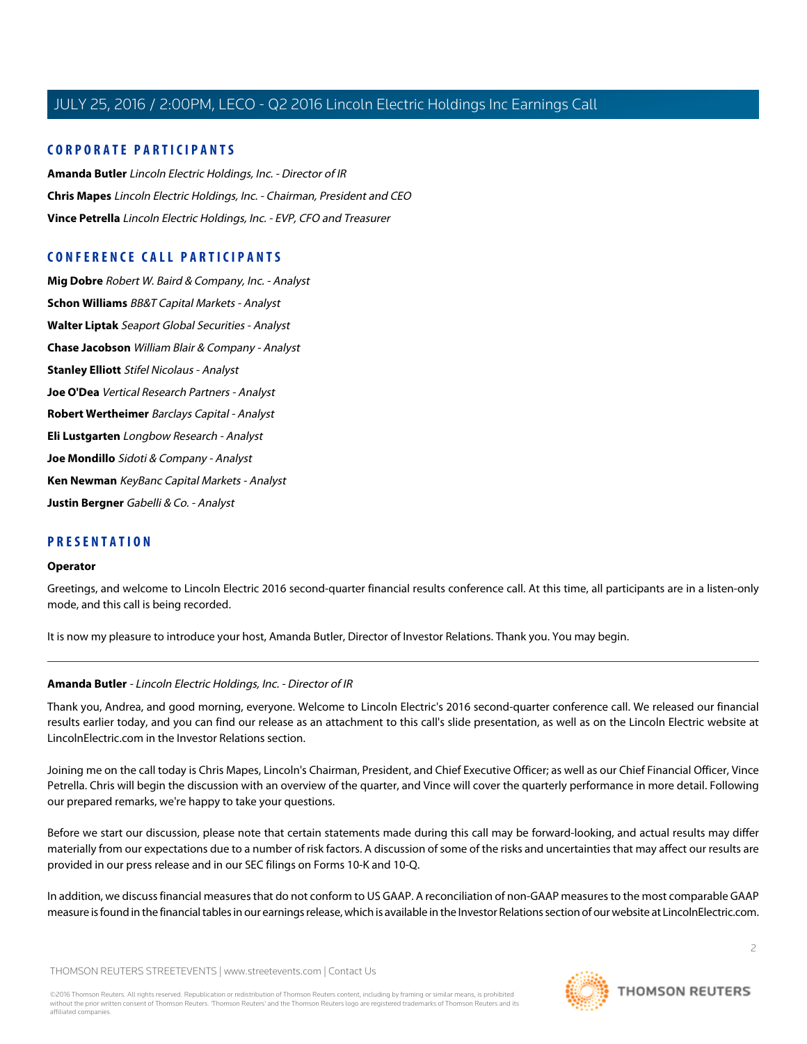## CORPORATE PARTICIPANTS

**Amanda Butler** *Lincoln Electric Holdings, Inc. - Director of IR*

**Chris Mapes** *Lincoln Electric Holdings, Inc. - Chairman, President and CEO*

**Vince Petrella** *Lincoln Electric Holdings, Inc. - EVP, CFO and Treasurer*

## CONFERENCE CALL PARTICIPANTS

**Mig Dobre** *Robert W. Baird & Company, Inc. - Analyst*

**Schon Williams** *BB&T Capital Markets - Analyst*

**Walter Liptak** *Seaport Global Securities - Analyst*

**Chase Jacobson** *William Blair & Company - Analyst*

**Stanley Elliott** *Stifel Nicolaus - Analyst*

**Joe O'Dea** *Vertical Research Partners - Analyst*

**Robert Wertheimer** *Barclays Capital - Analyst*

**Eli Lustgarten** *Longbow Research - Analyst*

**Joe Mondillo** *Sidoti & Company - Analyst*

**Ken Newman** *KeyBanc Capital Markets - Analyst*

**Justin Bergner** *Gabelli & Co. - Analyst*

## PRESENTATION

**Operator**

Greetings, and welcome to Lincoln Electric 2016 second-quarter financial results conference call. At this time, all participants are in a listen-only mode, and this call is being recorded.

It is now my pleasure to introduce your host, Amanda Butler, Director of Investor Relations. Thank you. You may begin.

---

**Amanda Butler** - *Lincoln Electric Holdings, Inc. - Director of IR*

Thank you, Andrea, and good morning, everyone. Welcome to Lincoln Electric's 2016 second-quarter conference call. We released our financial results earlier today, and you can find our release as an attachment to this call's slide presentation, as well as on the Lincoln Electric website at LincolnElectric.com in the Investor Relations section.

Joining me on the call today is Chris Mapes, Lincoln's Chairman, President, and Chief Executive Officer; as well as our Chief Financial Officer, Vince Petrella. Chris will begin the discussion with an overview of the quarter, and Vince will cover the quarterly performance in more detail. Following our prepared remarks, we're happy to take your questions.

Before we start our discussion, please note that certain statements made during this call may be forward-looking, and actual results may differ materially from our expectations due to a number of risk factors. A discussion of some of the risks and uncertainties that may affect our results are provided in our press release and in our SEC filings on Forms 10-K and 10-Q.

In addition, we discuss financial measures that do not conform to US GAAP. A reconciliation of non-GAAP measures to the most comparable GAAP measure is found in the financial tables in our earnings release, which is available in the Investor Relations section of our website at LincolnElectric.com.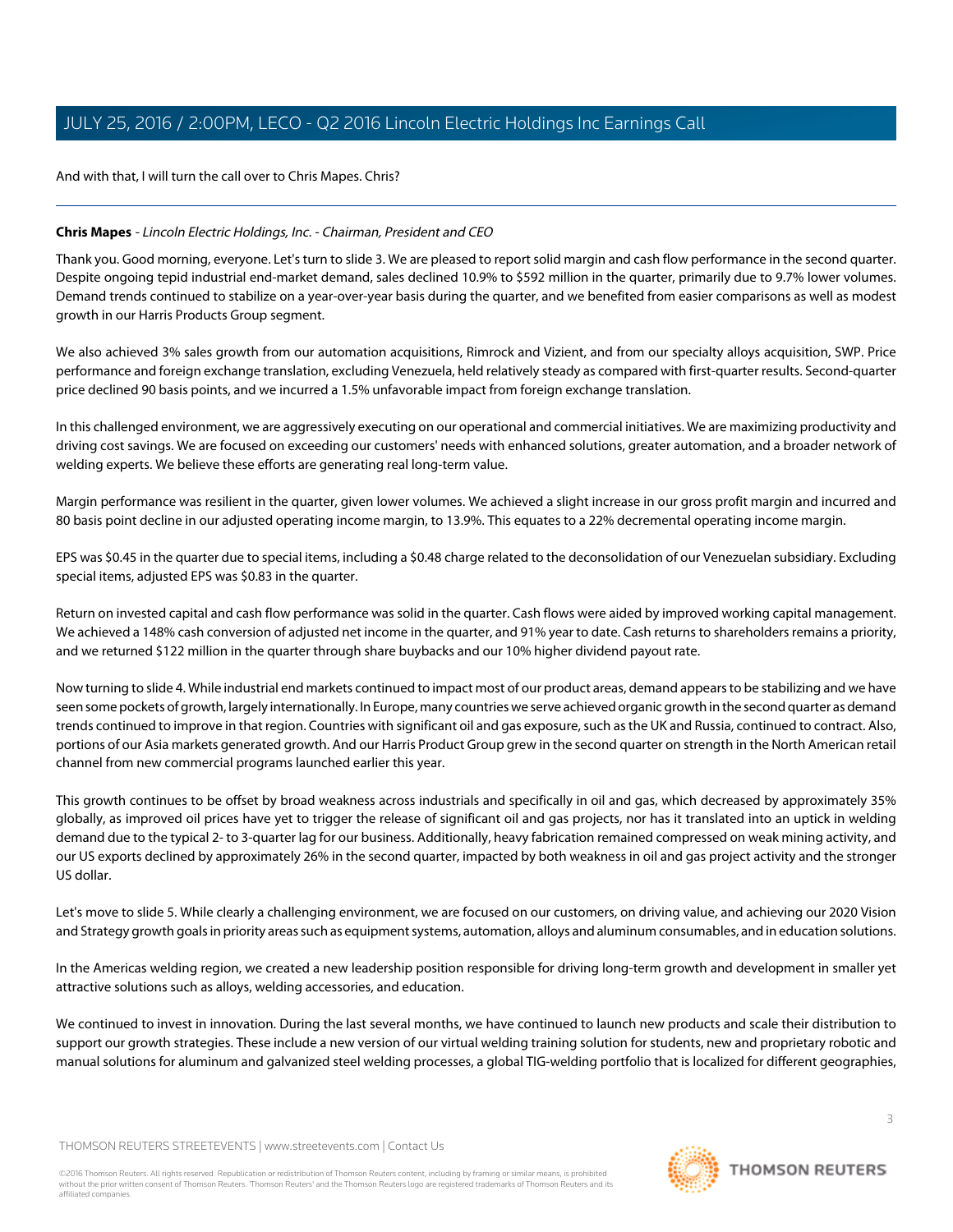And with that, I will turn the call over to Chris Mapes. Chris?

---

**Chris Mapes** - *Lincoln Electric Holdings, Inc. - Chairman, President and CEO*

Thank you. Good morning, everyone. Let's turn to slide 3. We are pleased to report solid margin and cash flow performance in the second quarter. Despite ongoing tepid industrial end-market demand, sales declined 10.9% to $592 million in the quarter, primarily due to 9.7% lower volumes. Demand trends continued to stabilize on a year-over-year basis during the quarter, and we benefited from easier comparisons as well as modest growth in our Harris Products Group segment.

We also achieved 3% sales growth from our automation acquisitions, Rimrock and Vizient, and from our specialty alloys acquisition, SWP. Price performance and foreign exchange translation, excluding Venezuela, held relatively steady as compared with first-quarter results. Second-quarter price declined 90 basis points, and we incurred a 1.5% unfavorable impact from foreign exchange translation.

In this challenged environment, we are aggressively executing on our operational and commercial initiatives. We are maximizing productivity and driving cost savings. We are focused on exceeding our customers' needs with enhanced solutions, greater automation, and a broader network of welding experts. We believe these efforts are generating real long-term value.

Margin performance was resilient in the quarter, given lower volumes. We achieved a slight increase in our gross profit margin and incurred and 80 basis point decline in our adjusted operating income margin, to 13.9%. This equates to a 22% decremental operating income margin.

EPS was $0.45 in the quarter due to special items, including a $0.48 charge related to the deconsolidation of our Venezuelan subsidiary. Excluding special items, adjusted EPS was $0.83 in the quarter.

Return on invested capital and cash flow performance was solid in the quarter. Cash flows were aided by improved working capital management. We achieved a 148% cash conversion of adjusted net income in the quarter, and 91% year to date. Cash returns to shareholders remains a priority, and we returned $122 million in the quarter through share buybacks and our 10% higher dividend payout rate.

Now turning to slide 4. While industrial end markets continued to impact most of our product areas, demand appears to be stabilizing and we have seen some pockets of growth, largely internationally. In Europe, many countries we serve achieved organic growth in the second quarter as demand trends continued to improve in that region. Countries with significant oil and gas exposure, such as the UK and Russia, continued to contract. Also, portions of our Asia markets generated growth. And our Harris Product Group grew in the second quarter on strength in the North American retail channel from new commercial programs launched earlier this year.

This growth continues to be offset by broad weakness across industrials and specifically in oil and gas, which decreased by approximately 35% globally, as improved oil prices have yet to trigger the release of significant oil and gas projects, nor has it translated into an uptick in welding demand due to the typical 2- to 3-quarter lag for our business. Additionally, heavy fabrication remained compressed on weak mining activity, and our US exports declined by approximately 26% in the second quarter, impacted by both weakness in oil and gas project activity and the stronger US dollar.

Let's move to slide 5. While clearly a challenging environment, we are focused on our customers, on driving value, and achieving our 2020 Vision and Strategy growth goals in priority areas such as equipment systems, automation, alloys and aluminum consumables, and in education solutions.

In the Americas welding region, we created a new leadership position responsible for driving long-term growth and development in smaller yet attractive solutions such as alloys, welding accessories, and education.

We continued to invest in innovation. During the last several months, we have continued to launch new products and scale their distribution to support our growth strategies. These include a new version of our virtual welding training solution for students, new and proprietary robotic and manual solutions for aluminum and galvanized steel welding processes, a global TIG-welding portfolio that is localized for different geographies,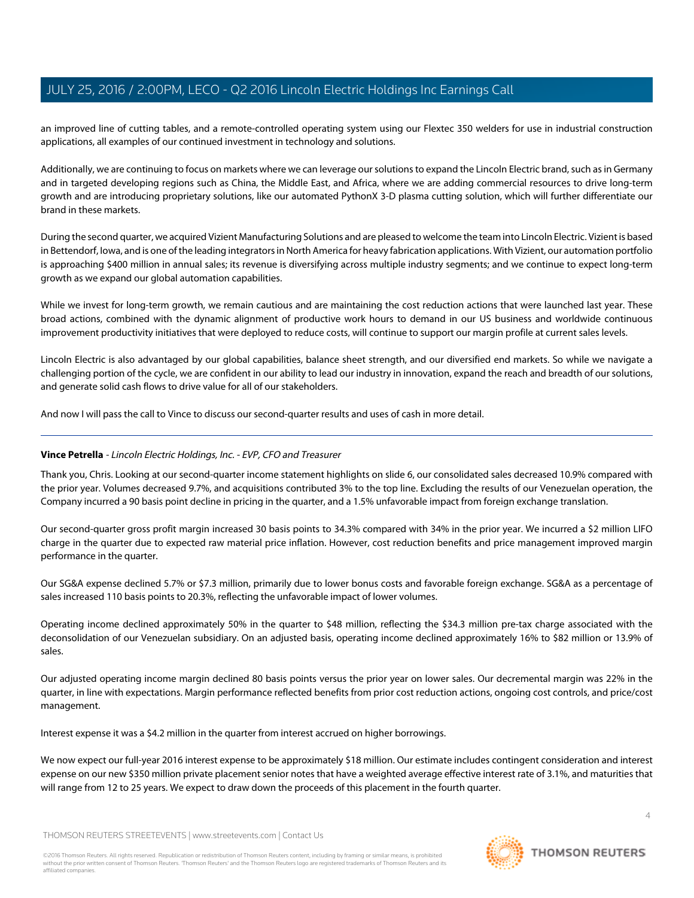an improved line of cutting tables, and a remote-controlled operating system using our Flextec 350 welders for use in industrial construction applications, all examples of our continued investment in technology and solutions.

Additionally, we are continuing to focus on markets where we can leverage our solutions to expand the Lincoln Electric brand, such as in Germany and in targeted developing regions such as China, the Middle East, and Africa, where we are adding commercial resources to drive long-term growth and are introducing proprietary solutions, like our automated PythonX 3-D plasma cutting solution, which will further differentiate our brand in these markets.

During the second quarter, we acquired Vizient Manufacturing Solutions and are pleased to welcome the team into Lincoln Electric. Vizient is based in Bettendorf, Iowa, and is one of the leading integrators in North America for heavy fabrication applications. With Vizient, our automation portfolio is approaching $400 million in annual sales; its revenue is diversifying across multiple industry segments; and we continue to expect long-term growth as we expand our global automation capabilities.

While we invest for long-term growth, we remain cautious and are maintaining the cost reduction actions that were launched last year. These broad actions, combined with the dynamic alignment of productive work hours to demand in our US business and worldwide continuous improvement productivity initiatives that were deployed to reduce costs, will continue to support our margin profile at current sales levels.

Lincoln Electric is also advantaged by our global capabilities, balance sheet strength, and our diversified end markets. So while we navigate a challenging portion of the cycle, we are confident in our ability to lead our industry in innovation, expand the reach and breadth of our solutions, and generate solid cash flows to drive value for all of our stakeholders.

And now I will pass the call to Vince to discuss our second-quarter results and uses of cash in more detail.

---

**Vince Petrella** - *Lincoln Electric Holdings, Inc. - EVP, CFO and Treasurer*

Thank you, Chris. Looking at our second-quarter income statement highlights on slide 6, our consolidated sales decreased 10.9% compared with the prior year. Volumes decreased 9.7%, and acquisitions contributed 3% to the top line. Excluding the results of our Venezuelan operation, the Company incurred a 90 basis point decline in pricing in the quarter, and a 1.5% unfavorable impact from foreign exchange translation.

Our second-quarter gross profit margin increased 30 basis points to 34.3% compared with 34% in the prior year. We incurred a $2 million LIFO charge in the quarter due to expected raw material price inflation. However, cost reduction benefits and price management improved margin performance in the quarter.

Our SG&A expense declined 5.7% or $7.3 million, primarily due to lower bonus costs and favorable foreign exchange. SG&A as a percentage of sales increased 110 basis points to 20.3%, reflecting the unfavorable impact of lower volumes.

Operating income declined approximately 50% in the quarter to $48 million, reflecting the $34.3 million pre-tax charge associated with the deconsolidation of our Venezuelan subsidiary. On an adjusted basis, operating income declined approximately 16% to $82 million or 13.9% of sales.

Our adjusted operating income margin declined 80 basis points versus the prior year on lower sales. Our decremental margin was 22% in the quarter, in line with expectations. Margin performance reflected benefits from prior cost reduction actions, ongoing cost controls, and price/cost management.

Interest expense it was a $4.2 million in the quarter from interest accrued on higher borrowings.

We now expect our full-year 2016 interest expense to be approximately $18 million. Our estimate includes contingent consideration and interest expense on our new $350 million private placement senior notes that have a weighted average effective interest rate of 3.1%, and maturities that will range from 12 to 25 years. We expect to draw down the proceeds of this placement in the fourth quarter.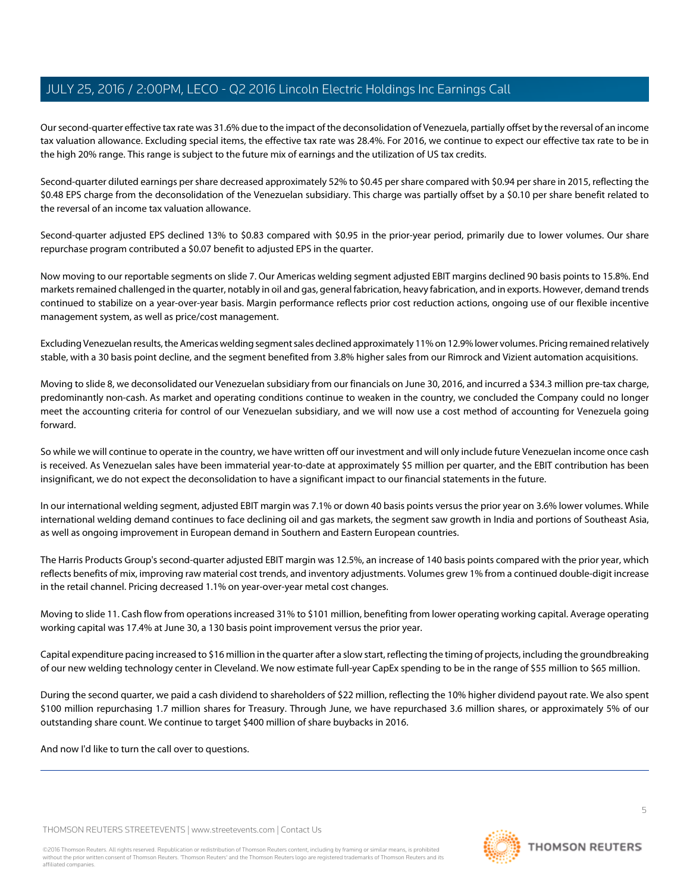Our second-quarter effective tax rate was 31.6% due to the impact of the deconsolidation of Venezuela, partially offset by the reversal of an income tax valuation allowance. Excluding special items, the effective tax rate was 28.4%. For 2016, we continue to expect our effective tax rate to be in the high 20% range. This range is subject to the future mix of earnings and the utilization of US tax credits.

Second-quarter diluted earnings per share decreased approximately 52% to $0.45 per share compared with $0.94 per share in 2015, reflecting the $0.48 EPS charge from the deconsolidation of the Venezuelan subsidiary. This charge was partially offset by a $0.10 per share benefit related to the reversal of an income tax valuation allowance.

Second-quarter adjusted EPS declined 13% to $0.83 compared with $0.95 in the prior-year period, primarily due to lower volumes. Our share repurchase program contributed a $0.07 benefit to adjusted EPS in the quarter.

Now moving to our reportable segments on slide 7. Our Americas welding segment adjusted EBIT margins declined 90 basis points to 15.8%. End markets remained challenged in the quarter, notably in oil and gas, general fabrication, heavy fabrication, and in exports. However, demand trends continued to stabilize on a year-over-year basis. Margin performance reflects prior cost reduction actions, ongoing use of our flexible incentive management system, as well as price/cost management.

Excluding Venezuelan results, the Americas welding segment sales declined approximately 11% on 12.9% lower volumes. Pricing remained relatively stable, with a 30 basis point decline, and the segment benefited from 3.8% higher sales from our Rimrock and Vizient automation acquisitions.

Moving to slide 8, we deconsolidated our Venezuelan subsidiary from our financials on June 30, 2016, and incurred a $34.3 million pre-tax charge, predominantly non-cash. As market and operating conditions continue to weaken in the country, we concluded the Company could no longer meet the accounting criteria for control of our Venezuelan subsidiary, and we will now use a cost method of accounting for Venezuela going forward.

So while we will continue to operate in the country, we have written off our investment and will only include future Venezuelan income once cash is received. As Venezuelan sales have been immaterial year-to-date at approximately $5 million per quarter, and the EBIT contribution has been insignificant, we do not expect the deconsolidation to have a significant impact to our financial statements in the future.

In our international welding segment, adjusted EBIT margin was 7.1% or down 40 basis points versus the prior year on 3.6% lower volumes. While international welding demand continues to face declining oil and gas markets, the segment saw growth in India and portions of Southeast Asia, as well as ongoing improvement in European demand in Southern and Eastern European countries.

The Harris Products Group's second-quarter adjusted EBIT margin was 12.5%, an increase of 140 basis points compared with the prior year, which reflects benefits of mix, improving raw material cost trends, and inventory adjustments. Volumes grew 1% from a continued double-digit increase in the retail channel. Pricing decreased 1.1% on year-over-year metal cost changes.

Moving to slide 11. Cash flow from operations increased 31% to $101 million, benefiting from lower operating working capital. Average operating working capital was 17.4% at June 30, a 130 basis point improvement versus the prior year.

Capital expenditure pacing increased to $16 million in the quarter after a slow start, reflecting the timing of projects, including the groundbreaking of our new welding technology center in Cleveland. We now estimate full-year CapEx spending to be in the range of $55 million to $65 million.

During the second quarter, we paid a cash dividend to shareholders of $22 million, reflecting the 10% higher dividend payout rate. We also spent $100 million repurchasing 1.7 million shares for Treasury. Through June, we have repurchased 3.6 million shares, or approximately 5% of our outstanding share count. We continue to target $400 million of share buybacks in 2016.

And now I'd like to turn the call over to questions.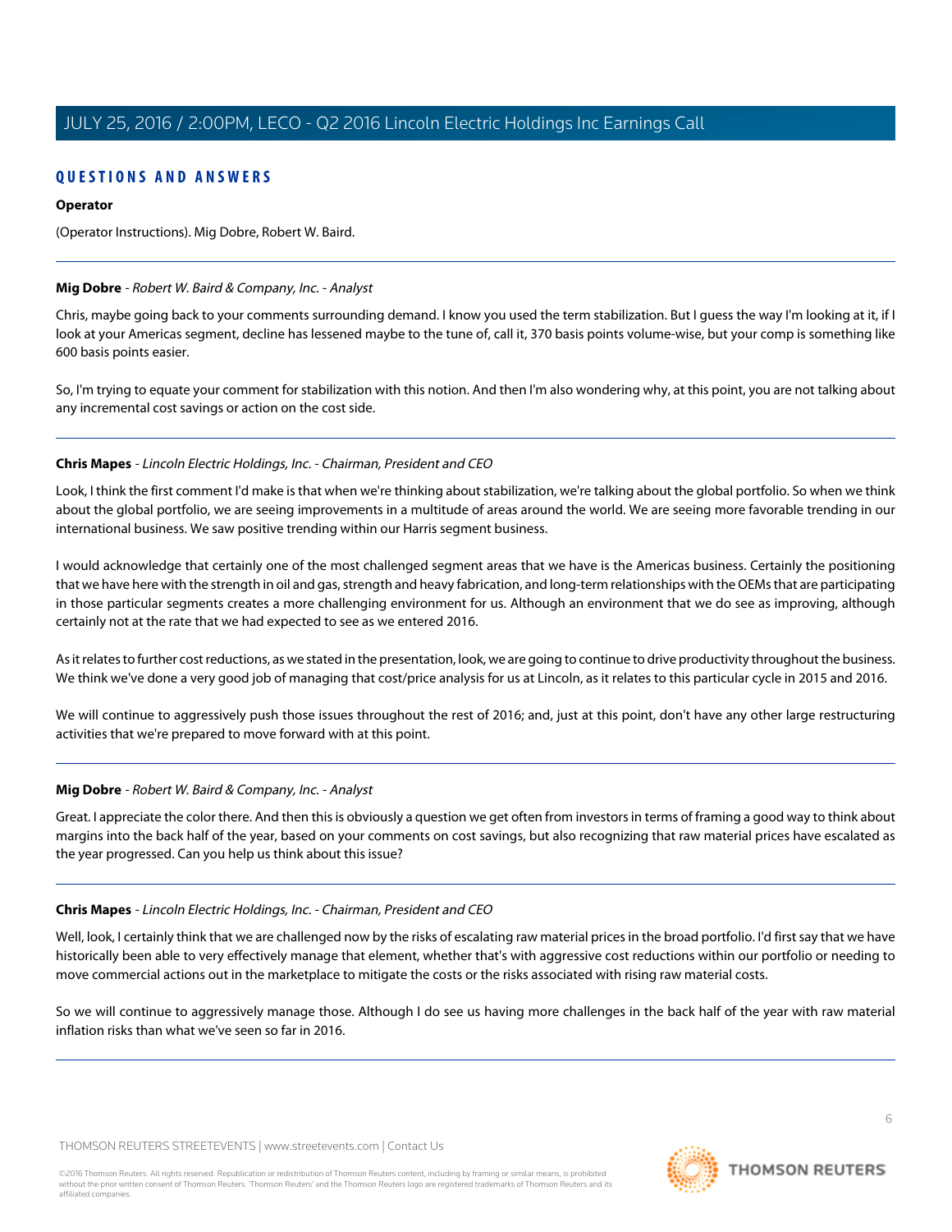## QUESTIONS AND ANSWERS

**Operator**

(Operator Instructions). Mig Dobre, Robert W. Baird.

---

**Mig Dobre** - *Robert W. Baird & Company, Inc. - Analyst*

Chris, maybe going back to your comments surrounding demand. I know you used the term stabilization. But I guess the way I'm looking at it, if I look at your Americas segment, decline has lessened maybe to the tune of, call it, 370 basis points volume-wise, but your comp is something like 600 basis points easier.

So, I'm trying to equate your comment for stabilization with this notion. And then I'm also wondering why, at this point, you are not talking about any incremental cost savings or action on the cost side.

---

**Chris Mapes** - *Lincoln Electric Holdings, Inc. - Chairman, President and CEO*

Look, I think the first comment I'd make is that when we're thinking about stabilization, we're talking about the global portfolio. So when we think about the global portfolio, we are seeing improvements in a multitude of areas around the world. We are seeing more favorable trending in our international business. We saw positive trending within our Harris segment business.

I would acknowledge that certainly one of the most challenged segment areas that we have is the Americas business. Certainly the positioning that we have here with the strength in oil and gas, strength and heavy fabrication, and long-term relationships with the OEMs that are participating in those particular segments creates a more challenging environment for us. Although an environment that we do see as improving, although certainly not at the rate that we had expected to see as we entered 2016.

As it relates to further cost reductions, as we stated in the presentation, look, we are going to continue to drive productivity throughout the business. We think we've done a very good job of managing that cost/price analysis for us at Lincoln, as it relates to this particular cycle in 2015 and 2016.

We will continue to aggressively push those issues throughout the rest of 2016; and, just at this point, don't have any other large restructuring activities that we're prepared to move forward with at this point.

---

**Mig Dobre** - *Robert W. Baird & Company, Inc. - Analyst*

Great. I appreciate the color there. And then this is obviously a question we get often from investors in terms of framing a good way to think about margins into the back half of the year, based on your comments on cost savings, but also recognizing that raw material prices have escalated as the year progressed. Can you help us think about this issue?

---

**Chris Mapes** - *Lincoln Electric Holdings, Inc. - Chairman, President and CEO*

Well, look, I certainly think that we are challenged now by the risks of escalating raw material prices in the broad portfolio. I'd first say that we have historically been able to very effectively manage that element, whether that's with aggressive cost reductions within our portfolio or needing to move commercial actions out in the marketplace to mitigate the costs or the risks associated with rising raw material costs.

So we will continue to aggressively manage those. Although I do see us having more challenges in the back half of the year with raw material inflation risks than what we've seen so far in 2016.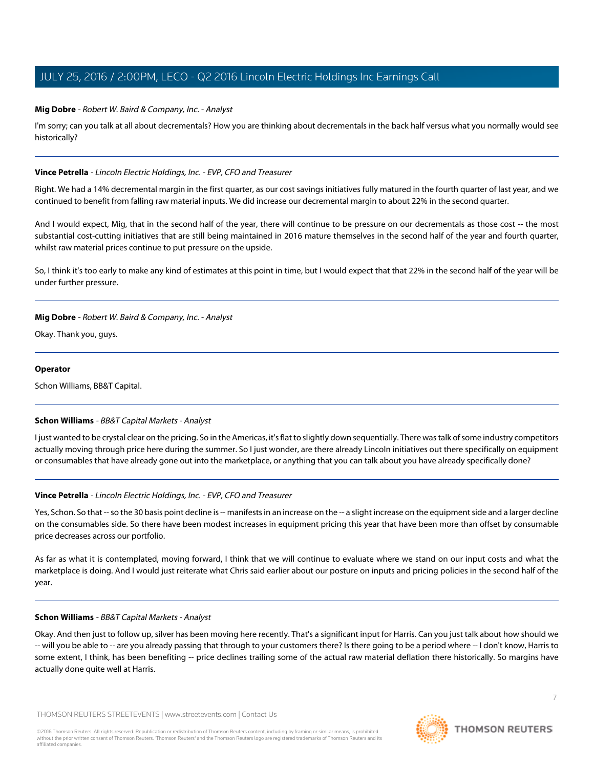**Mig Dobre** - *Robert W. Baird & Company, Inc. - Analyst*

I'm sorry; can you talk at all about decrementals? How you are thinking about decrementals in the back half versus what you normally would see historically?

---

**Vince Petrella** - *Lincoln Electric Holdings, Inc. - EVP, CFO and Treasurer*

Right. We had a 14% decremental margin in the first quarter, as our cost savings initiatives fully matured in the fourth quarter of last year, and we continued to benefit from falling raw material inputs. We did increase our decremental margin to about 22% in the second quarter.

And I would expect, Mig, that in the second half of the year, there will continue to be pressure on our decrementals as those cost -- the most substantial cost-cutting initiatives that are still being maintained in 2016 mature themselves in the second half of the year and fourth quarter, whilst raw material prices continue to put pressure on the upside.

So, I think it's too early to make any kind of estimates at this point in time, but I would expect that that 22% in the second half of the year will be under further pressure.

---

**Mig Dobre** - *Robert W. Baird & Company, Inc. - Analyst*

Okay. Thank you, guys.

---

**Operator**

Schon Williams, BB&T Capital.

---

**Schon Williams** - *BB&T Capital Markets - Analyst*

I just wanted to be crystal clear on the pricing. So in the Americas, it's flat to slightly down sequentially. There was talk of some industry competitors actually moving through price here during the summer. So I just wonder, are there already Lincoln initiatives out there specifically on equipment or consumables that have already gone out into the marketplace, or anything that you can talk about you have already specifically done?

---

**Vince Petrella** - *Lincoln Electric Holdings, Inc. - EVP, CFO and Treasurer*

Yes, Schon. So that -- so the 30 basis point decline is -- manifests in an increase on the -- a slight increase on the equipment side and a larger decline on the consumables side. So there have been modest increases in equipment pricing this year that have been more than offset by consumable price decreases across our portfolio.

As far as what it is contemplated, moving forward, I think that we will continue to evaluate where we stand on our input costs and what the marketplace is doing. And I would just reiterate what Chris said earlier about our posture on inputs and pricing policies in the second half of the year.

---

**Schon Williams** - *BB&T Capital Markets - Analyst*

Okay. And then just to follow up, silver has been moving here recently. That's a significant input for Harris. Can you just talk about how should we -- will you be able to -- are you already passing that through to your customers there? Is there going to be a period where -- I don't know, Harris to some extent, I think, has been benefiting -- price declines trailing some of the actual raw material deflation there historically. So margins have actually done quite well at Harris.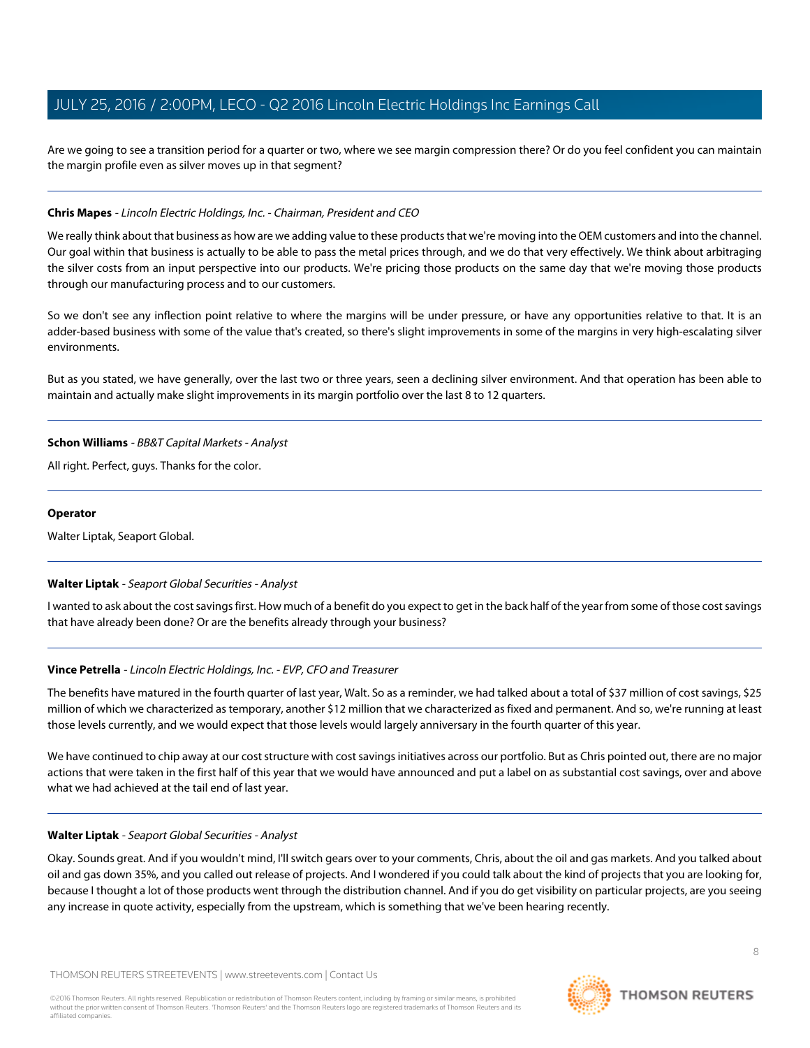Are we going to see a transition period for a quarter or two, where we see margin compression there? Or do you feel confident you can maintain the margin profile even as silver moves up in that segment?

---

**Chris Mapes** - *Lincoln Electric Holdings, Inc. - Chairman, President and CEO*

We really think about that business as how are we adding value to these products that we're moving into the OEM customers and into the channel. Our goal within that business is actually to be able to pass the metal prices through, and we do that very effectively. We think about arbitraging the silver costs from an input perspective into our products. We're pricing those products on the same day that we're moving those products through our manufacturing process and to our customers.

So we don't see any inflection point relative to where the margins will be under pressure, or have any opportunities relative to that. It is an adder-based business with some of the value that's created, so there's slight improvements in some of the margins in very high-escalating silver environments.

But as you stated, we have generally, over the last two or three years, seen a declining silver environment. And that operation has been able to maintain and actually make slight improvements in its margin portfolio over the last 8 to 12 quarters.

---

**Schon Williams** - *BB&T Capital Markets - Analyst*

All right. Perfect, guys. Thanks for the color.

---

**Operator**

Walter Liptak, Seaport Global.

---

**Walter Liptak** - *Seaport Global Securities - Analyst*

I wanted to ask about the cost savings first. How much of a benefit do you expect to get in the back half of the year from some of those cost savings that have already been done? Or are the benefits already through your business?

---

**Vince Petrella** - *Lincoln Electric Holdings, Inc. - EVP, CFO and Treasurer*

The benefits have matured in the fourth quarter of last year, Walt. So as a reminder, we had talked about a total of $37 million of cost savings, $25 million of which we characterized as temporary, another $12 million that we characterized as fixed and permanent. And so, we're running at least those levels currently, and we would expect that those levels would largely anniversary in the fourth quarter of this year.

We have continued to chip away at our cost structure with cost savings initiatives across our portfolio. But as Chris pointed out, there are no major actions that were taken in the first half of this year that we would have announced and put a label on as substantial cost savings, over and above what we had achieved at the tail end of last year.

---

**Walter Liptak** - *Seaport Global Securities - Analyst*

Okay. Sounds great. And if you wouldn't mind, I'll switch gears over to your comments, Chris, about the oil and gas markets. And you talked about oil and gas down 35%, and you called out release of projects. And I wondered if you could talk about the kind of projects that you are looking for, because I thought a lot of those products went through the distribution channel. And if you do get visibility on particular projects, are you seeing any increase in quote activity, especially from the upstream, which is something that we've been hearing recently.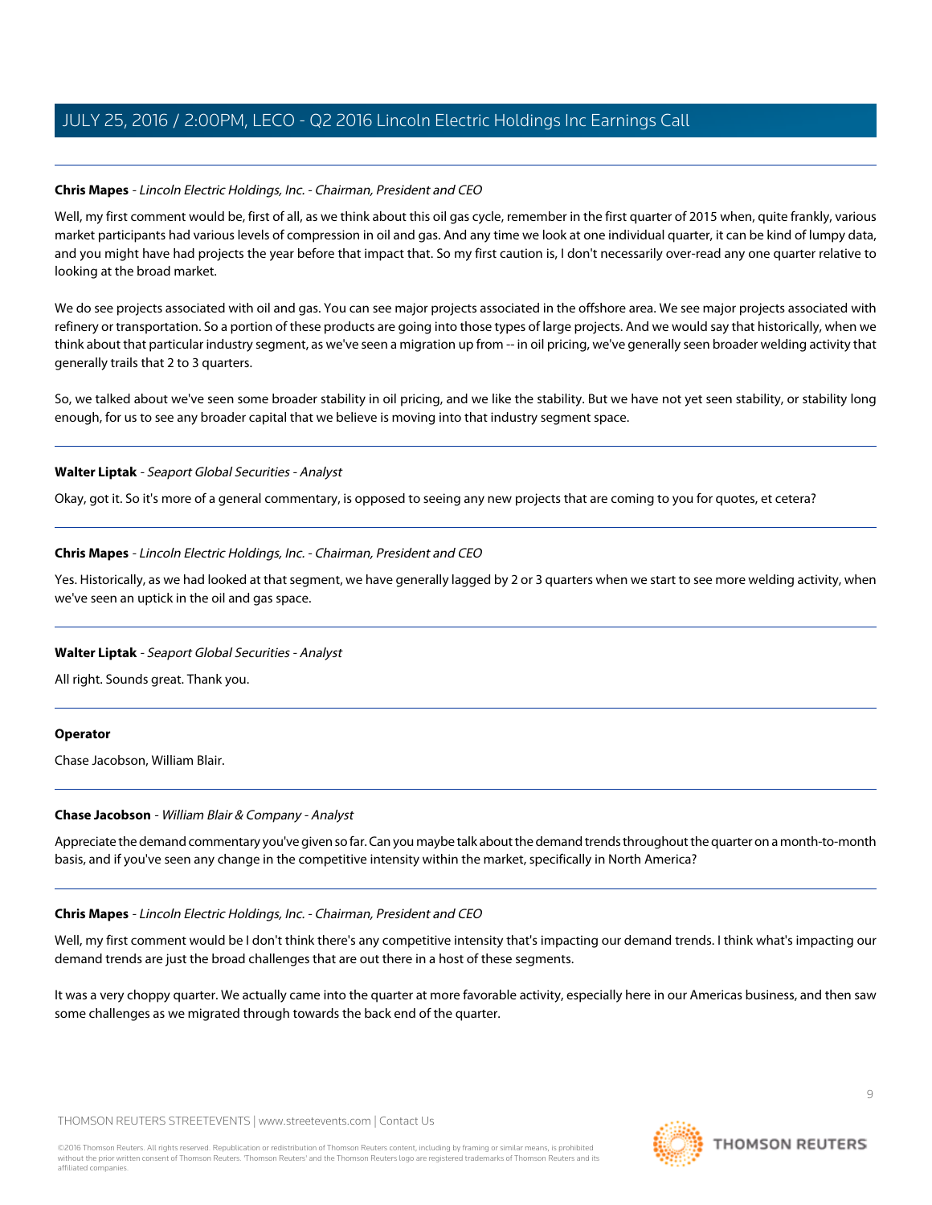**Chris Mapes** - *Lincoln Electric Holdings, Inc. - Chairman, President and CEO*

Well, my first comment would be, first of all, as we think about this oil gas cycle, remember in the first quarter of 2015 when, quite frankly, various market participants had various levels of compression in oil and gas. And any time we look at one individual quarter, it can be kind of lumpy data, and you might have had projects the year before that impact that. So my first caution is, I don't necessarily over-read any one quarter relative to looking at the broad market.

We do see projects associated with oil and gas. You can see major projects associated in the offshore area. We see major projects associated with refinery or transportation. So a portion of these products are going into those types of large projects. And we would say that historically, when we think about that particular industry segment, as we've seen a migration up from -- in oil pricing, we've generally seen broader welding activity that generally trails that 2 to 3 quarters.

So, we talked about we've seen some broader stability in oil pricing, and we like the stability. But we have not yet seen stability, or stability long enough, for us to see any broader capital that we believe is moving into that industry segment space.

---

**Walter Liptak** - *Seaport Global Securities - Analyst*

Okay, got it. So it's more of a general commentary, is opposed to seeing any new projects that are coming to you for quotes, et cetera?

---

**Chris Mapes** - *Lincoln Electric Holdings, Inc. - Chairman, President and CEO*

Yes. Historically, as we had looked at that segment, we have generally lagged by 2 or 3 quarters when we start to see more welding activity, when we've seen an uptick in the oil and gas space.

---

**Walter Liptak** - *Seaport Global Securities - Analyst*

All right. Sounds great. Thank you.

---

**Operator**

Chase Jacobson, William Blair.

---

**Chase Jacobson** - *William Blair & Company - Analyst*

Appreciate the demand commentary you've given so far. Can you maybe talk about the demand trends throughout the quarter on a month-to-month basis, and if you've seen any change in the competitive intensity within the market, specifically in North America?

---

**Chris Mapes** - *Lincoln Electric Holdings, Inc. - Chairman, President and CEO*

Well, my first comment would be I don't think there's any competitive intensity that's impacting our demand trends. I think what's impacting our demand trends are just the broad challenges that are out there in a host of these segments.

It was a very choppy quarter. We actually came into the quarter at more favorable activity, especially here in our Americas business, and then saw some challenges as we migrated through towards the back end of the quarter.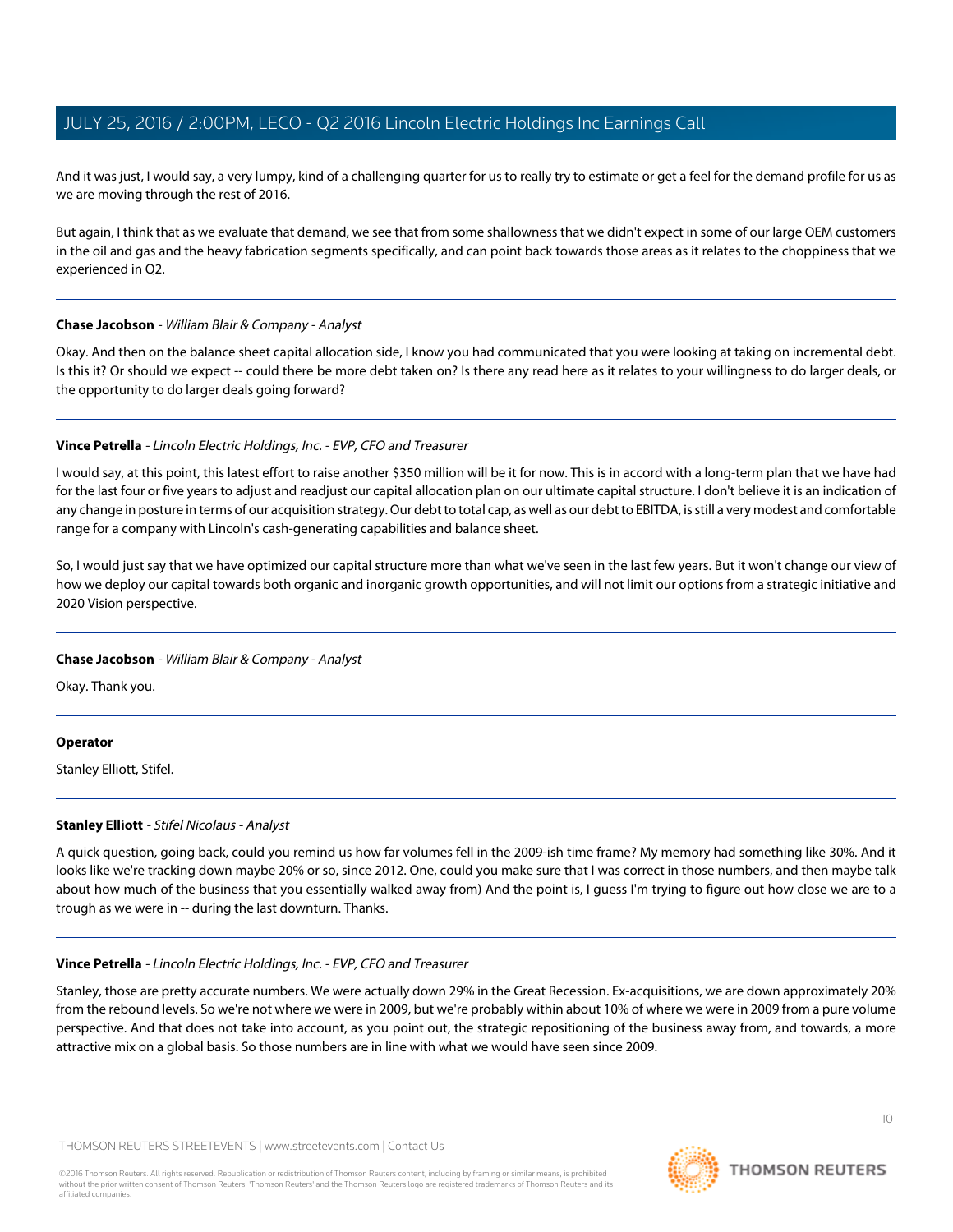And it was just, I would say, a very lumpy, kind of a challenging quarter for us to really try to estimate or get a feel for the demand profile for us as we are moving through the rest of 2016.

But again, I think that as we evaluate that demand, we see that from some shallowness that we didn't expect in some of our large OEM customers in the oil and gas and the heavy fabrication segments specifically, and can point back towards those areas as it relates to the choppiness that we experienced in Q2.

---

**Chase Jacobson** - *William Blair & Company - Analyst*

Okay. And then on the balance sheet capital allocation side, I know you had communicated that you were looking at taking on incremental debt. Is this it? Or should we expect -- could there be more debt taken on? Is there any read here as it relates to your willingness to do larger deals, or the opportunity to do larger deals going forward?

---

**Vince Petrella** - *Lincoln Electric Holdings, Inc. - EVP, CFO and Treasurer*

I would say, at this point, this latest effort to raise another $350 million will be it for now. This is in accord with a long-term plan that we have had for the last four or five years to adjust and readjust our capital allocation plan on our ultimate capital structure. I don't believe it is an indication of any change in posture in terms of our acquisition strategy. Our debt to total cap, as well as our debt to EBITDA, is still a very modest and comfortable range for a company with Lincoln's cash-generating capabilities and balance sheet.

So, I would just say that we have optimized our capital structure more than what we've seen in the last few years. But it won't change our view of how we deploy our capital towards both organic and inorganic growth opportunities, and will not limit our options from a strategic initiative and 2020 Vision perspective.

---

**Chase Jacobson** - *William Blair & Company - Analyst*

Okay. Thank you.

---

**Operator**

Stanley Elliott, Stifel.

---

**Stanley Elliott** - *Stifel Nicolaus - Analyst*

A quick question, going back, could you remind us how far volumes fell in the 2009-ish time frame? My memory had something like 30%. And it looks like we're tracking down maybe 20% or so, since 2012. One, could you make sure that I was correct in those numbers, and then maybe talk about how much of the business that you essentially walked away from) And the point is, I guess I'm trying to figure out how close we are to a trough as we were in -- during the last downturn. Thanks.

---

**Vince Petrella** - *Lincoln Electric Holdings, Inc. - EVP, CFO and Treasurer*

Stanley, those are pretty accurate numbers. We were actually down 29% in the Great Recession. Ex-acquisitions, we are down approximately 20% from the rebound levels. So we're not where we were in 2009, but we're probably within about 10% of where we were in 2009 from a pure volume perspective. And that does not take into account, as you point out, the strategic repositioning of the business away from, and towards, a more attractive mix on a global basis. So those numbers are in line with what we would have seen since 2009.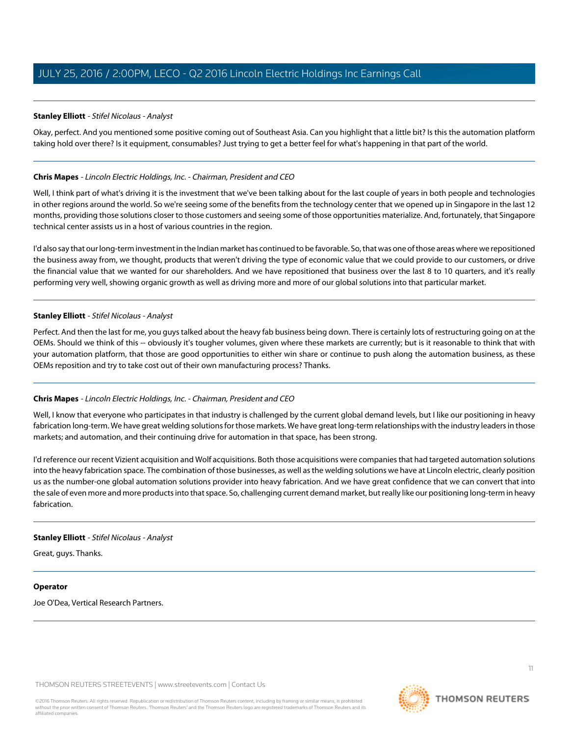**Stanley Elliott** - *Stifel Nicolaus - Analyst*

Okay, perfect. And you mentioned some positive coming out of Southeast Asia. Can you highlight that a little bit? Is this the automation platform taking hold over there? Is it equipment, consumables? Just trying to get a better feel for what's happening in that part of the world.

---

**Chris Mapes** - *Lincoln Electric Holdings, Inc. - Chairman, President and CEO*

Well, I think part of what's driving it is the investment that we've been talking about for the last couple of years in both people and technologies in other regions around the world. So we're seeing some of the benefits from the technology center that we opened up in Singapore in the last 12 months, providing those solutions closer to those customers and seeing some of those opportunities materialize. And, fortunately, that Singapore technical center assists us in a host of various countries in the region.

I'd also say that our long-term investment in the Indian market has continued to be favorable. So, that was one of those areas where we repositioned the business away from, we thought, products that weren't driving the type of economic value that we could provide to our customers, or drive the financial value that we wanted for our shareholders. And we have repositioned that business over the last 8 to 10 quarters, and it's really performing very well, showing organic growth as well as driving more and more of our global solutions into that particular market.

---

**Stanley Elliott** - *Stifel Nicolaus - Analyst*

Perfect. And then the last for me, you guys talked about the heavy fab business being down. There is certainly lots of restructuring going on at the OEMs. Should we think of this -- obviously it's tougher volumes, given where these markets are currently; but is it reasonable to think that with your automation platform, that those are good opportunities to either win share or continue to push along the automation business, as these OEMs reposition and try to take cost out of their own manufacturing process? Thanks.

---

**Chris Mapes** - *Lincoln Electric Holdings, Inc. - Chairman, President and CEO*

Well, I know that everyone who participates in that industry is challenged by the current global demand levels, but I like our positioning in heavy fabrication long-term. We have great welding solutions for those markets. We have great long-term relationships with the industry leaders in those markets; and automation, and their continuing drive for automation in that space, has been strong.

I'd reference our recent Vizient acquisition and Wolf acquisitions. Both those acquisitions were companies that had targeted automation solutions into the heavy fabrication space. The combination of those businesses, as well as the welding solutions we have at Lincoln electric, clearly position us as the number-one global automation solutions provider into heavy fabrication. And we have great confidence that we can convert that into the sale of even more and more products into that space. So, challenging current demand market, but really like our positioning long-term in heavy fabrication.

---

**Stanley Elliott** - *Stifel Nicolaus - Analyst*

Great, guys. Thanks.

---

**Operator**

Joe O'Dea, Vertical Research Partners.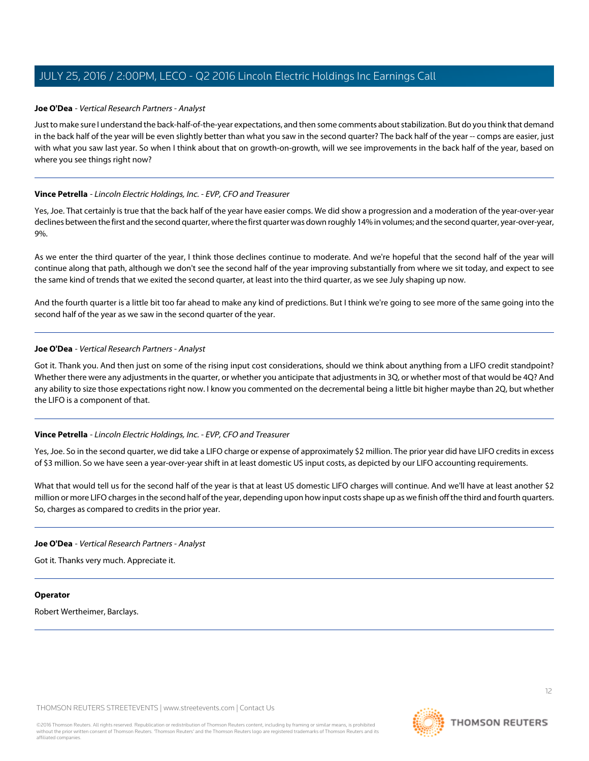**Joe O'Dea** - *Vertical Research Partners - Analyst*

Just to make sure I understand the back-half-of-the-year expectations, and then some comments about stabilization. But do you think that demand in the back half of the year will be even slightly better than what you saw in the second quarter? The back half of the year -- comps are easier, just with what you saw last year. So when I think about that on growth-on-growth, will we see improvements in the back half of the year, based on where you see things right now?

---

**Vince Petrella** - *Lincoln Electric Holdings, Inc. - EVP, CFO and Treasurer*

Yes, Joe. That certainly is true that the back half of the year have easier comps. We did show a progression and a moderation of the year-over-year declines between the first and the second quarter, where the first quarter was down roughly 14% in volumes; and the second quarter, year-over-year, 9%.

As we enter the third quarter of the year, I think those declines continue to moderate. And we're hopeful that the second half of the year will continue along that path, although we don't see the second half of the year improving substantially from where we sit today, and expect to see the same kind of trends that we exited the second quarter, at least into the third quarter, as we see July shaping up now.

And the fourth quarter is a little bit too far ahead to make any kind of predictions. But I think we're going to see more of the same going into the second half of the year as we saw in the second quarter of the year.

---

**Joe O'Dea** - *Vertical Research Partners - Analyst*

Got it. Thank you. And then just on some of the rising input cost considerations, should we think about anything from a LIFO credit standpoint? Whether there were any adjustments in the quarter, or whether you anticipate that adjustments in 3Q, or whether most of that would be 4Q? And any ability to size those expectations right now. I know you commented on the decremental being a little bit higher maybe than 2Q, but whether the LIFO is a component of that.

---

**Vince Petrella** - *Lincoln Electric Holdings, Inc. - EVP, CFO and Treasurer*

Yes, Joe. So in the second quarter, we did take a LIFO charge or expense of approximately $2 million. The prior year did have LIFO credits in excess of $3 million. So we have seen a year-over-year shift in at least domestic US input costs, as depicted by our LIFO accounting requirements.

What that would tell us for the second half of the year is that at least US domestic LIFO charges will continue. And we'll have at least another $2 million or more LIFO charges in the second half of the year, depending upon how input costs shape up as we finish off the third and fourth quarters. So, charges as compared to credits in the prior year.

---

**Joe O'Dea** - *Vertical Research Partners - Analyst*

Got it. Thanks very much. Appreciate it.

---

**Operator**

Robert Wertheimer, Barclays.

---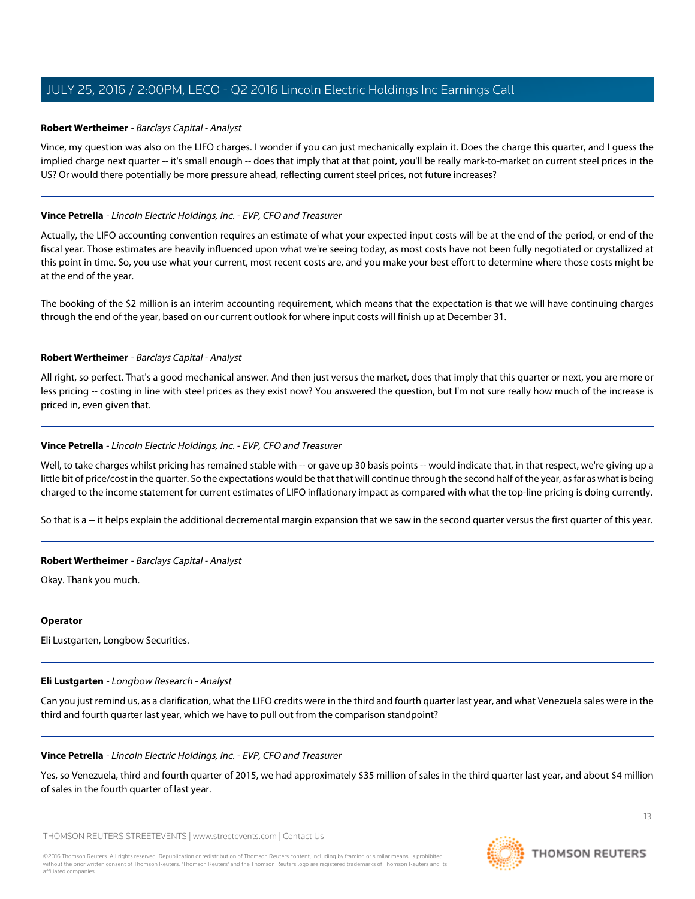**Robert Wertheimer** - *Barclays Capital - Analyst*

Vince, my question was also on the LIFO charges. I wonder if you can just mechanically explain it. Does the charge this quarter, and I guess the implied charge next quarter -- it's small enough -- does that imply that at that point, you'll be really mark-to-market on current steel prices in the US? Or would there potentially be more pressure ahead, reflecting current steel prices, not future increases?

---

**Vince Petrella** - *Lincoln Electric Holdings, Inc. - EVP, CFO and Treasurer*

Actually, the LIFO accounting convention requires an estimate of what your expected input costs will be at the end of the period, or end of the fiscal year. Those estimates are heavily influenced upon what we're seeing today, as most costs have not been fully negotiated or crystallized at this point in time. So, you use what your current, most recent costs are, and you make your best effort to determine where those costs might be at the end of the year.

The booking of the $2 million is an interim accounting requirement, which means that the expectation is that we will have continuing charges through the end of the year, based on our current outlook for where input costs will finish up at December 31.

---

**Robert Wertheimer** - *Barclays Capital - Analyst*

All right, so perfect. That's a good mechanical answer. And then just versus the market, does that imply that this quarter or next, you are more or less pricing -- costing in line with steel prices as they exist now? You answered the question, but I'm not sure really how much of the increase is priced in, even given that.

---

**Vince Petrella** - *Lincoln Electric Holdings, Inc. - EVP, CFO and Treasurer*

Well, to take charges whilst pricing has remained stable with -- or gave up 30 basis points -- would indicate that, in that respect, we're giving up a little bit of price/cost in the quarter. So the expectations would be that that will continue through the second half of the year, as far as what is being charged to the income statement for current estimates of LIFO inflationary impact as compared with what the top-line pricing is doing currently.

So that is a -- it helps explain the additional decremental margin expansion that we saw in the second quarter versus the first quarter of this year.

---

**Robert Wertheimer** - *Barclays Capital - Analyst*

Okay. Thank you much.

---

**Operator**

Eli Lustgarten, Longbow Securities.

---

**Eli Lustgarten** - *Longbow Research - Analyst*

Can you just remind us, as a clarification, what the LIFO credits were in the third and fourth quarter last year, and what Venezuela sales were in the third and fourth quarter last year, which we have to pull out from the comparison standpoint?

---

**Vince Petrella** - *Lincoln Electric Holdings, Inc. - EVP, CFO and Treasurer*

Yes, so Venezuela, third and fourth quarter of 2015, we had approximately $35 million of sales in the third quarter last year, and about $4 million of sales in the fourth quarter of last year.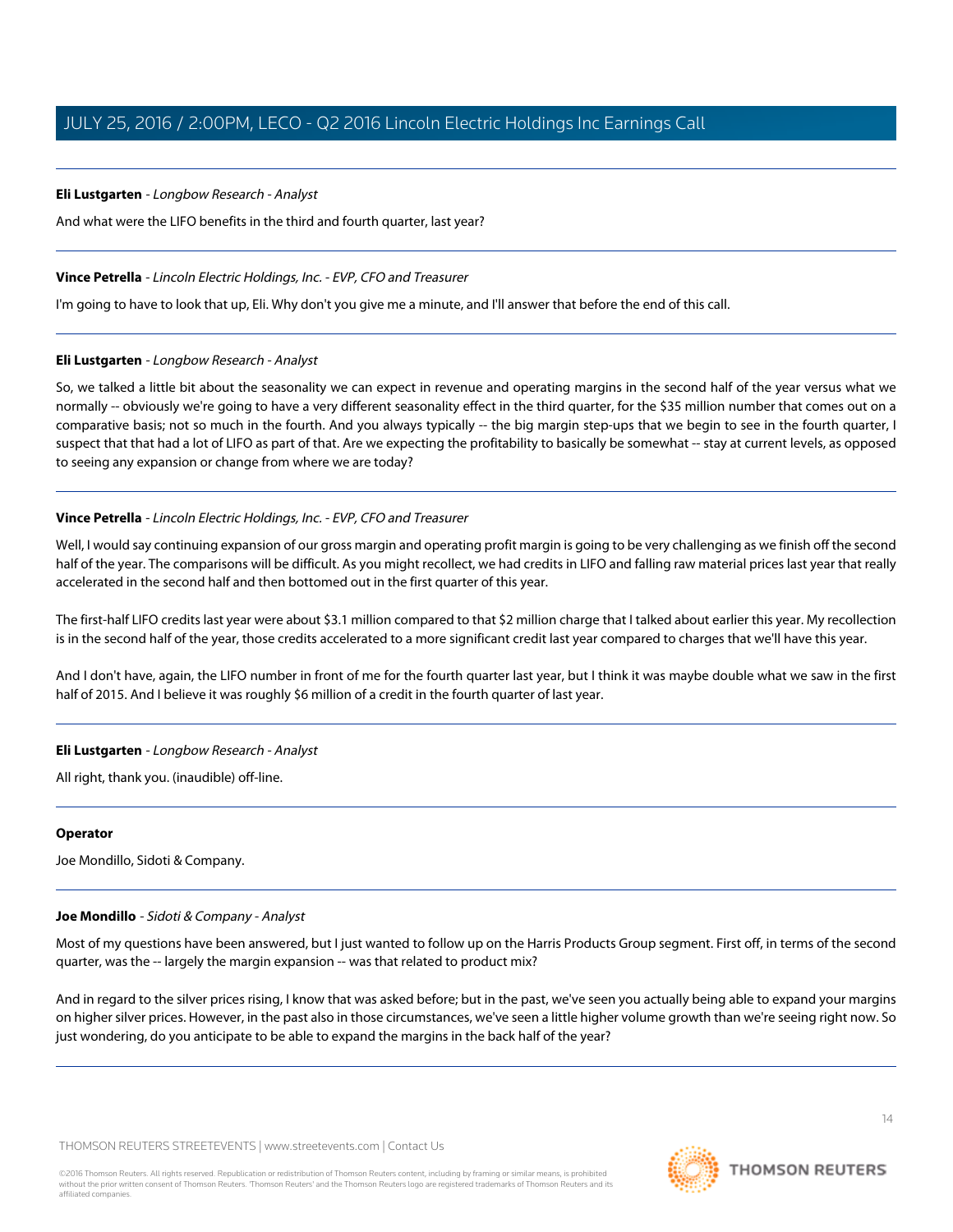**Eli Lustgarten** - *Longbow Research - Analyst*

And what were the LIFO benefits in the third and fourth quarter, last year?

---

**Vince Petrella** - *Lincoln Electric Holdings, Inc. - EVP, CFO and Treasurer*

I'm going to have to look that up, Eli. Why don't you give me a minute, and I'll answer that before the end of this call.

---

**Eli Lustgarten** - *Longbow Research - Analyst*

So, we talked a little bit about the seasonality we can expect in revenue and operating margins in the second half of the year versus what we normally -- obviously we're going to have a very different seasonality effect in the third quarter, for the $35 million number that comes out on a comparative basis; not so much in the fourth. And you always typically -- the big margin step-ups that we begin to see in the fourth quarter, I suspect that that had a lot of LIFO as part of that. Are we expecting the profitability to basically be somewhat -- stay at current levels, as opposed to seeing any expansion or change from where we are today?

---

**Vince Petrella** - *Lincoln Electric Holdings, Inc. - EVP, CFO and Treasurer*

Well, I would say continuing expansion of our gross margin and operating profit margin is going to be very challenging as we finish off the second half of the year. The comparisons will be difficult. As you might recollect, we had credits in LIFO and falling raw material prices last year that really accelerated in the second half and then bottomed out in the first quarter of this year.

The first-half LIFO credits last year were about $3.1 million compared to that $2 million charge that I talked about earlier this year. My recollection is in the second half of the year, those credits accelerated to a more significant credit last year compared to charges that we'll have this year.

And I don't have, again, the LIFO number in front of me for the fourth quarter last year, but I think it was maybe double what we saw in the first half of 2015. And I believe it was roughly $6 million of a credit in the fourth quarter of last year.

---

**Eli Lustgarten** - *Longbow Research - Analyst*

All right, thank you. (inaudible) off-line.

---

**Operator**

Joe Mondillo, Sidoti & Company.

---

**Joe Mondillo** - *Sidoti & Company - Analyst*

Most of my questions have been answered, but I just wanted to follow up on the Harris Products Group segment. First off, in terms of the second quarter, was the -- largely the margin expansion -- was that related to product mix?

And in regard to the silver prices rising, I know that was asked before; but in the past, we've seen you actually being able to expand your margins on higher silver prices. However, in the past also in those circumstances, we've seen a little higher volume growth than we're seeing right now. So just wondering, do you anticipate to be able to expand the margins in the back half of the year?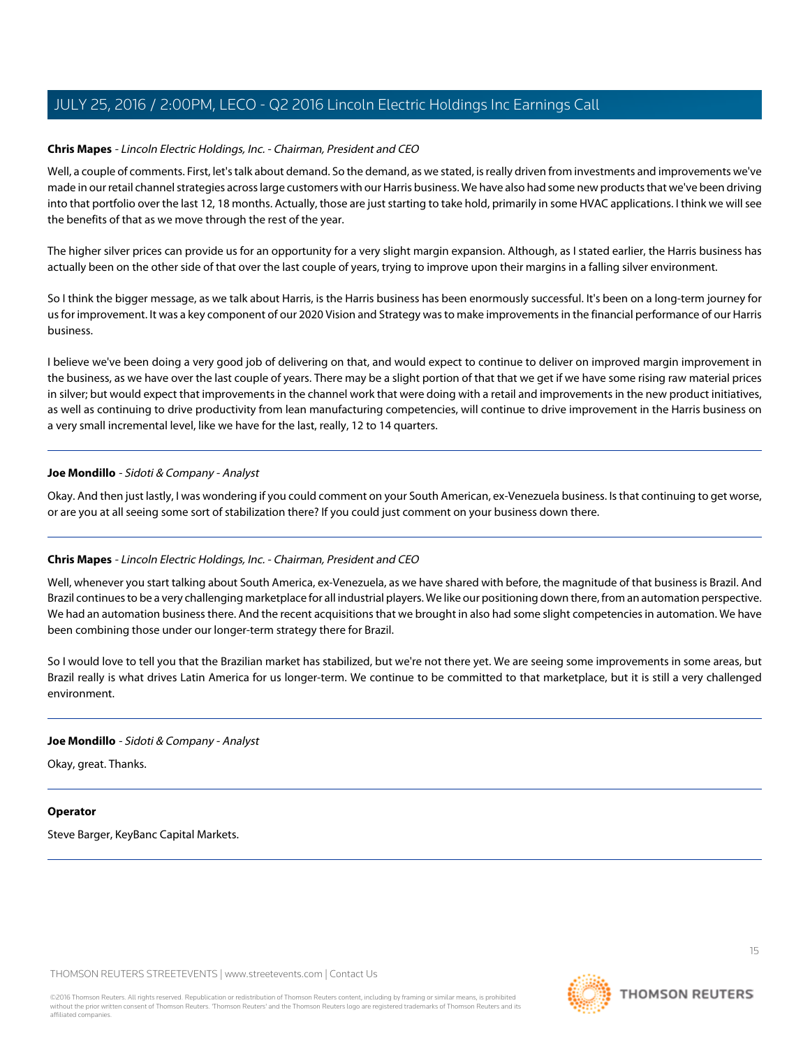**Chris Mapes** - *Lincoln Electric Holdings, Inc. - Chairman, President and CEO*

Well, a couple of comments. First, let's talk about demand. So the demand, as we stated, is really driven from investments and improvements we've made in our retail channel strategies across large customers with our Harris business. We have also had some new products that we've been driving into that portfolio over the last 12, 18 months. Actually, those are just starting to take hold, primarily in some HVAC applications. I think we will see the benefits of that as we move through the rest of the year.

The higher silver prices can provide us for an opportunity for a very slight margin expansion. Although, as I stated earlier, the Harris business has actually been on the other side of that over the last couple of years, trying to improve upon their margins in a falling silver environment.

So I think the bigger message, as we talk about Harris, is the Harris business has been enormously successful. It's been on a long-term journey for us for improvement. It was a key component of our 2020 Vision and Strategy was to make improvements in the financial performance of our Harris business.

I believe we've been doing a very good job of delivering on that, and would expect to continue to deliver on improved margin improvement in the business, as we have over the last couple of years. There may be a slight portion of that that we get if we have some rising raw material prices in silver; but would expect that improvements in the channel work that were doing with a retail and improvements in the new product initiatives, as well as continuing to drive productivity from lean manufacturing competencies, will continue to drive improvement in the Harris business on a very small incremental level, like we have for the last, really, 12 to 14 quarters.

---

**Joe Mondillo** - *Sidoti & Company - Analyst*

Okay. And then just lastly, I was wondering if you could comment on your South American, ex-Venezuela business. Is that continuing to get worse, or are you at all seeing some sort of stabilization there? If you could just comment on your business down there.

---

**Chris Mapes** - *Lincoln Electric Holdings, Inc. - Chairman, President and CEO*

Well, whenever you start talking about South America, ex-Venezuela, as we have shared with before, the magnitude of that business is Brazil. And Brazil continues to be a very challenging marketplace for all industrial players. We like our positioning down there, from an automation perspective. We had an automation business there. And the recent acquisitions that we brought in also had some slight competencies in automation. We have been combining those under our longer-term strategy there for Brazil.

So I would love to tell you that the Brazilian market has stabilized, but we're not there yet. We are seeing some improvements in some areas, but Brazil really is what drives Latin America for us longer-term. We continue to be committed to that marketplace, but it is still a very challenged environment.

---

**Joe Mondillo** - *Sidoti & Company - Analyst*

Okay, great. Thanks.

---

**Operator**

Steve Barger, KeyBanc Capital Markets.

---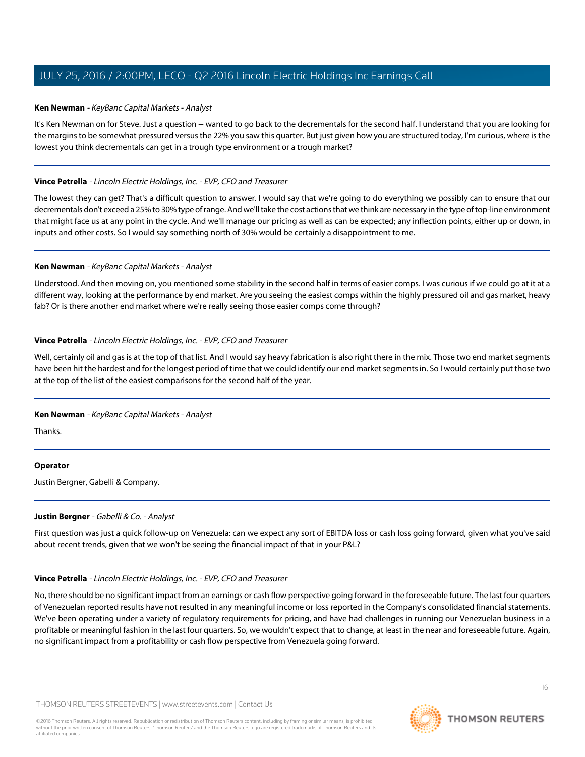**Ken Newman** - *KeyBanc Capital Markets - Analyst*

It's Ken Newman on for Steve. Just a question -- wanted to go back to the decrementals for the second half. I understand that you are looking for the margins to be somewhat pressured versus the 22% you saw this quarter. But just given how you are structured today, I'm curious, where is the lowest you think decrementals can get in a trough type environment or a trough market?

---

**Vince Petrella** - *Lincoln Electric Holdings, Inc. - EVP, CFO and Treasurer*

The lowest they can get? That's a difficult question to answer. I would say that we're going to do everything we possibly can to ensure that our decrementals don't exceed a 25% to 30% type of range. And we'll take the cost actions that we think are necessary in the type of top-line environment that might face us at any point in the cycle. And we'll manage our pricing as well as can be expected; any inflection points, either up or down, in inputs and other costs. So I would say something north of 30% would be certainly a disappointment to me.

---

**Ken Newman** - *KeyBanc Capital Markets - Analyst*

Understood. And then moving on, you mentioned some stability in the second half in terms of easier comps. I was curious if we could go at it at a different way, looking at the performance by end market. Are you seeing the easiest comps within the highly pressured oil and gas market, heavy fab? Or is there another end market where we're really seeing those easier comps come through?

---

**Vince Petrella** - *Lincoln Electric Holdings, Inc. - EVP, CFO and Treasurer*

Well, certainly oil and gas is at the top of that list. And I would say heavy fabrication is also right there in the mix. Those two end market segments have been hit the hardest and for the longest period of time that we could identify our end market segments in. So I would certainly put those two at the top of the list of the easiest comparisons for the second half of the year.

---

**Ken Newman** - *KeyBanc Capital Markets - Analyst*

Thanks.

---

**Operator**

Justin Bergner, Gabelli & Company.

---

**Justin Bergner** - *Gabelli & Co. - Analyst*

First question was just a quick follow-up on Venezuela: can we expect any sort of EBITDA loss or cash loss going forward, given what you've said about recent trends, given that we won't be seeing the financial impact of that in your P&L?

---

**Vince Petrella** - *Lincoln Electric Holdings, Inc. - EVP, CFO and Treasurer*

No, there should be no significant impact from an earnings or cash flow perspective going forward in the foreseeable future. The last four quarters of Venezuelan reported results have not resulted in any meaningful income or loss reported in the Company's consolidated financial statements. We've been operating under a variety of regulatory requirements for pricing, and have had challenges in running our Venezuelan business in a profitable or meaningful fashion in the last four quarters. So, we wouldn't expect that to change, at least in the near and foreseeable future. Again, no significant impact from a profitability or cash flow perspective from Venezuela going forward.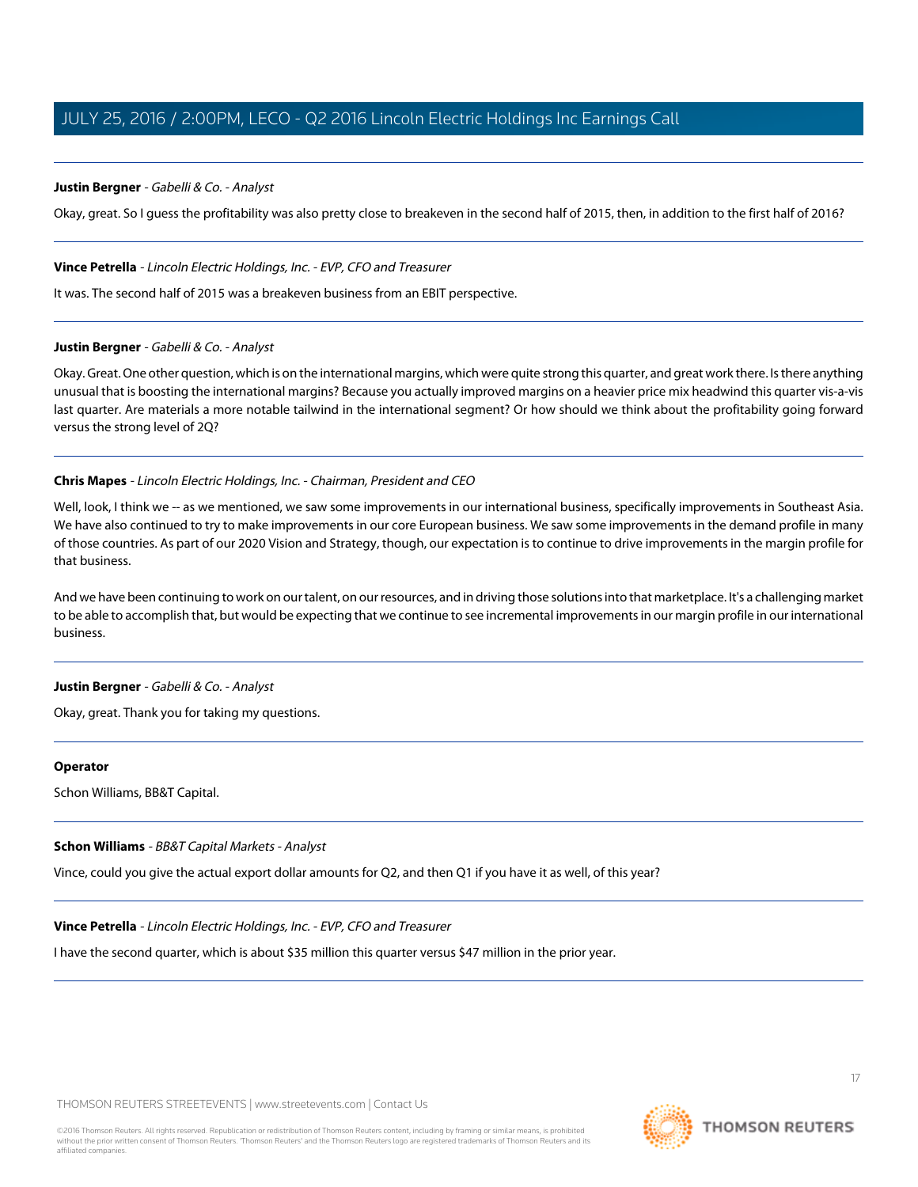**Justin Bergner** - *Gabelli & Co. - Analyst*

Okay, great. So I guess the profitability was also pretty close to breakeven in the second half of 2015, then, in addition to the first half of 2016?

---

**Vince Petrella** - *Lincoln Electric Holdings, Inc. - EVP, CFO and Treasurer*

It was. The second half of 2015 was a breakeven business from an EBIT perspective.

---

**Justin Bergner** - *Gabelli & Co. - Analyst*

Okay. Great. One other question, which is on the international margins, which were quite strong this quarter, and great work there. Is there anything unusual that is boosting the international margins? Because you actually improved margins on a heavier price mix headwind this quarter vis-a-vis last quarter. Are materials a more notable tailwind in the international segment? Or how should we think about the profitability going forward versus the strong level of 2Q?

---

**Chris Mapes** - *Lincoln Electric Holdings, Inc. - Chairman, President and CEO*

Well, look, I think we -- as we mentioned, we saw some improvements in our international business, specifically improvements in Southeast Asia. We have also continued to try to make improvements in our core European business. We saw some improvements in the demand profile in many of those countries. As part of our 2020 Vision and Strategy, though, our expectation is to continue to drive improvements in the margin profile for that business.

And we have been continuing to work on our talent, on our resources, and in driving those solutions into that marketplace. It's a challenging market to be able to accomplish that, but would be expecting that we continue to see incremental improvements in our margin profile in our international business.

---

**Justin Bergner** - *Gabelli & Co. - Analyst*

Okay, great. Thank you for taking my questions.

---

**Operator**

Schon Williams, BB&T Capital.

---

**Schon Williams** - *BB&T Capital Markets - Analyst*

Vince, could you give the actual export dollar amounts for Q2, and then Q1 if you have it as well, of this year?

---

**Vince Petrella** - *Lincoln Electric Holdings, Inc. - EVP, CFO and Treasurer*

I have the second quarter, which is about $35 million this quarter versus $47 million in the prior year.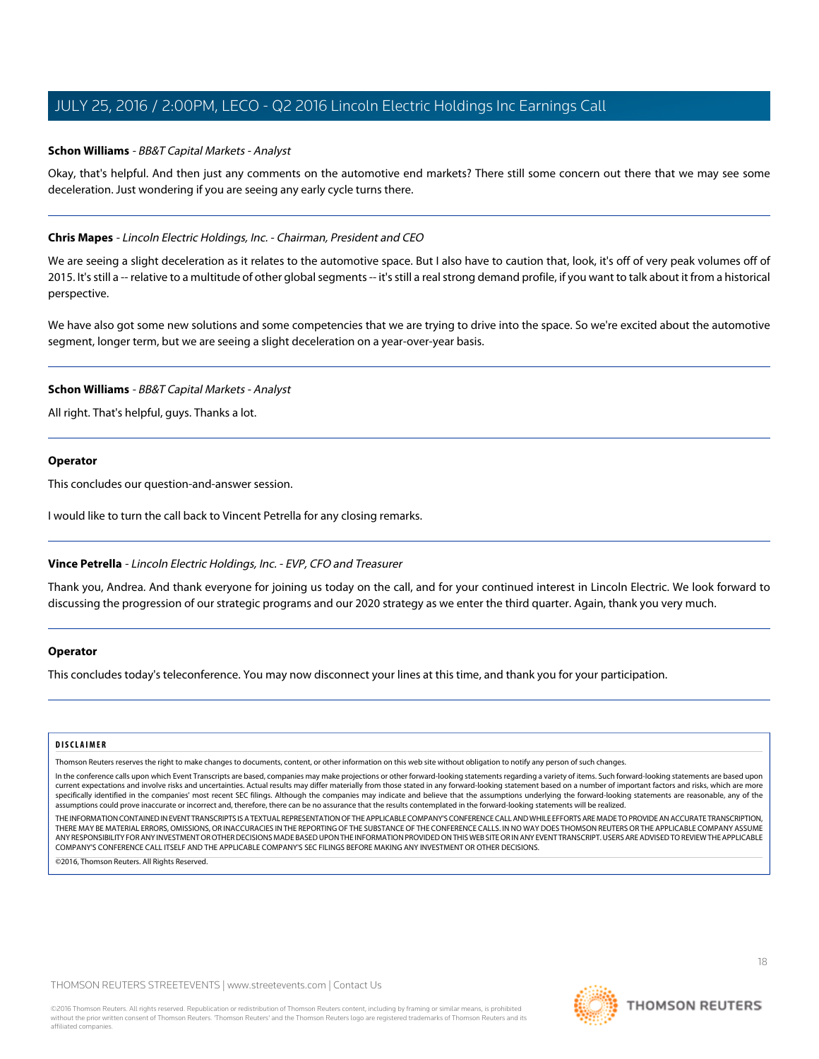**Schon Williams** - *BB&T Capital Markets - Analyst*

Okay, that's helpful. And then just any comments on the automotive end markets? There still some concern out there that we may see some deceleration. Just wondering if you are seeing any early cycle turns there.

---

**Chris Mapes** - *Lincoln Electric Holdings, Inc. - Chairman, President and CEO*

We are seeing a slight deceleration as it relates to the automotive space. But I also have to caution that, look, it's off of very peak volumes off of 2015. It's still a -- relative to a multitude of other global segments -- it's still a real strong demand profile, if you want to talk about it from a historical perspective.

We have also got some new solutions and some competencies that we are trying to drive into the space. So we're excited about the automotive segment, longer term, but we are seeing a slight deceleration on a year-over-year basis.

---

**Schon Williams** - *BB&T Capital Markets - Analyst*

All right. That's helpful, guys. Thanks a lot.

---

**Operator**

This concludes our question-and-answer session.

I would like to turn the call back to Vincent Petrella for any closing remarks.

---

**Vince Petrella** - *Lincoln Electric Holdings, Inc. - EVP, CFO and Treasurer*

Thank you, Andrea. And thank everyone for joining us today on the call, and for your continued interest in Lincoln Electric. We look forward to discussing the progression of our strategic programs and our 2020 strategy as we enter the third quarter. Again, thank you very much.

---

**Operator**

This concludes today's teleconference. You may now disconnect your lines at this time, and thank you for your participation.

---

**DISCLAIMER**

Thomson Reuters reserves the right to make changes to documents, content, or other information on this web site without obligation to notify any person of such changes.

In the conference calls upon which Event Transcripts are based, companies may make projections or other forward-looking statements regarding a variety of items. Such forward-looking statements are based upon current expectations and involve risks and uncertainties. Actual results may differ materially from those stated in any forward-looking statement based on a number of important factors and risks, which are more specifically identified in the companies' most recent SEC filings. Although the companies may indicate and believe that the assumptions underlying the forward-looking statements are reasonable, any of the assumptions could prove inaccurate or incorrect and, therefore, there can be no assurance that the results contemplated in the forward-looking statements will be realized.

THE INFORMATION CONTAINED IN EVENT TRANSCRIPTS IS A TEXTUAL REPRESENTATION OF THE APPLICABLE COMPANY'S CONFERENCE CALL AND WHILE EFFORTS ARE MADE TO PROVIDE AN ACCURATE TRANSCRIPTION, THERE MAY BE MATERIAL ERRORS, OMISSIONS, OR INACCURACIES IN THE REPORTING OF THE SUBSTANCE OF THE CONFERENCE CALLS. IN NO WAY DOES THOMSON REUTERS OR THE APPLICABLE COMPANY ASSUME ANY RESPONSIBILITY FOR ANY INVESTMENT OR OTHER DECISIONS MADE BASED UPON THE INFORMATION PROVIDED ON THIS WEB SITE OR IN ANY EVENT TRANSCRIPT. USERS ARE ADVISED TO REVIEW THE APPLICABLE COMPANY'S CONFERENCE CALL ITSELF AND THE APPLICABLE COMPANY'S SEC FILINGS BEFORE MAKING ANY INVESTMENT OR OTHER DECISIONS.

©2016, Thomson Reuters. All Rights Reserved.